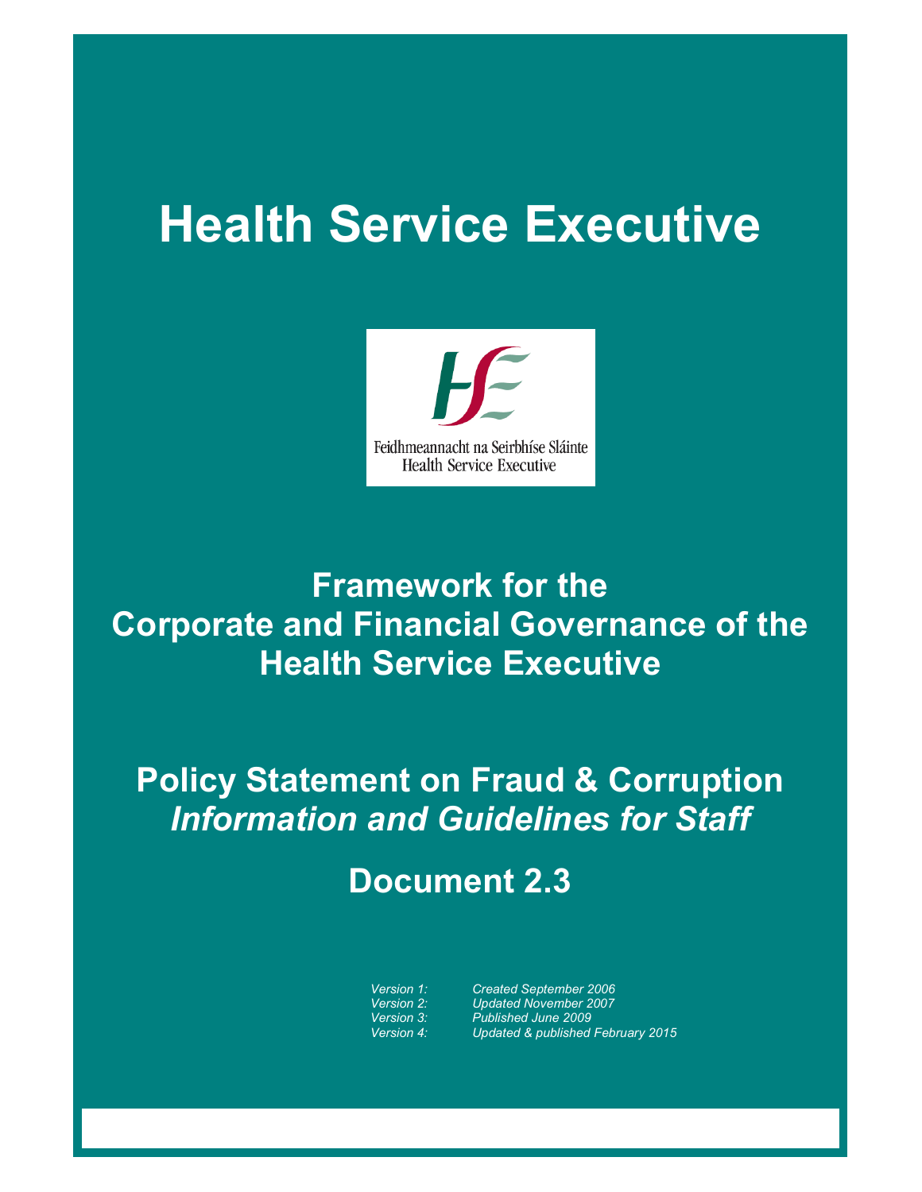# Health Service Executive

Feidhmeannacht na Seirbhíse Sláinte
Health Service Executive

## Framework for the Corporate and Financial Governance of the Health Service Executive

## Policy Statement on Fraud & Corruption
## *Information and Guidelines for Staff*

## Document 2.3

| | |
|---|---|
| *Version 1:* | *Created September 2006* |
| *Version 2:* | *Updated November 2007* |
| *Version 3:* | *Published June 2009* |
| *Version 4:* | *Updated & published February 2015* |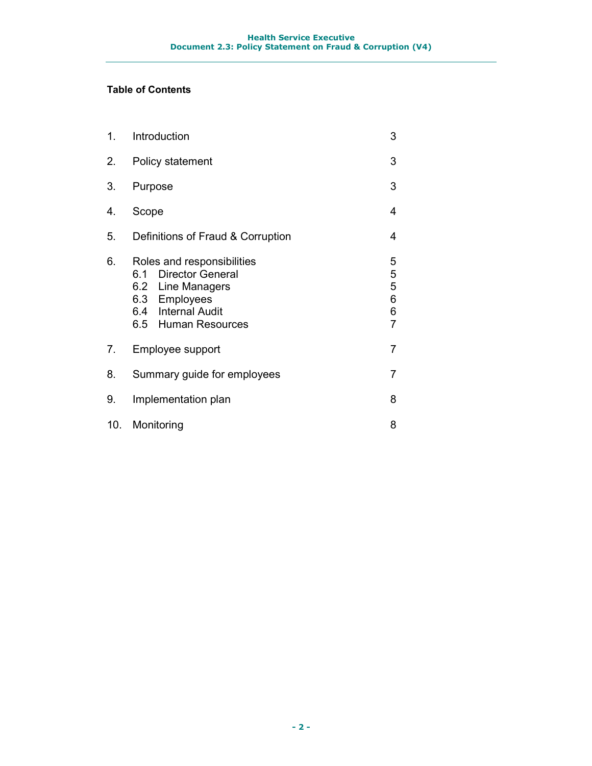**Table of Contents**

| | | |
|---|---|---|
| 1. | Introduction | 3 |
| 2. | Policy statement | 3 |
| 3. | Purpose | 3 |
| 4. | Scope | 4 |
| 5. | Definitions of Fraud & Corruption | 4 |
| 6. | Roles and responsibilities | 5 |
| | 6.1 Director General | 5 |
| | 6.2 Line Managers | 5 |
| | 6.3 Employees | 6 |
| | 6.4 Internal Audit | 6 |
| | 6.5 Human Resources | 7 |
| 7. | Employee support | 7 |
| 8. | Summary guide for employees | 7 |
| 9. | Implementation plan | 8 |
| 10. | Monitoring | 8 |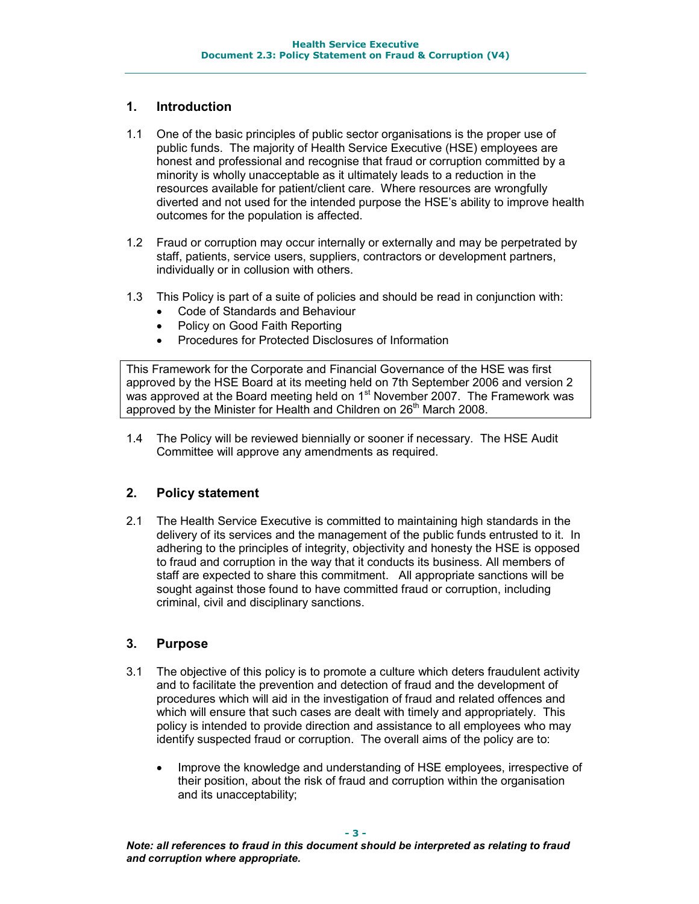## 1. Introduction

1.1 One of the basic principles of public sector organisations is the proper use of public funds. The majority of Health Service Executive (HSE) employees are honest and professional and recognise that fraud or corruption committed by a minority is wholly unacceptable as it ultimately leads to a reduction in the resources available for patient/client care. Where resources are wrongfully diverted and not used for the intended purpose the HSE's ability to improve health outcomes for the population is affected.

1.2 Fraud or corruption may occur internally or externally and may be perpetrated by staff, patients, service users, suppliers, contractors or development partners, individually or in collusion with others.

1.3 This Policy is part of a suite of policies and should be read in conjunction with:
- Code of Standards and Behaviour
- Policy on Good Faith Reporting
- Procedures for Protected Disclosures of Information

> This Framework for the Corporate and Financial Governance of the HSE was first approved by the HSE Board at its meeting held on 7th September 2006 and version 2 was approved at the Board meeting held on 1st November 2007. The Framework was approved by the Minister for Health and Children on 26th March 2008.

1.4 The Policy will be reviewed biennially or sooner if necessary. The HSE Audit Committee will approve any amendments as required.

## 2. Policy statement

2.1 The Health Service Executive is committed to maintaining high standards in the delivery of its services and the management of the public funds entrusted to it. In adhering to the principles of integrity, objectivity and honesty the HSE is opposed to fraud and corruption in the way that it conducts its business. All members of staff are expected to share this commitment. All appropriate sanctions will be sought against those found to have committed fraud or corruption, including criminal, civil and disciplinary sanctions.

## 3. Purpose

3.1 The objective of this policy is to promote a culture which deters fraudulent activity and to facilitate the prevention and detection of fraud and the development of procedures which will aid in the investigation of fraud and related offences and which will ensure that such cases are dealt with timely and appropriately. This policy is intended to provide direction and assistance to all employees who may identify suspected fraud or corruption. The overall aims of the policy are to:

- Improve the knowledge and understanding of HSE employees, irrespective of their position, about the risk of fraud and corruption within the organisation and its unacceptability;

***Note: all references to fraud in this document should be interpreted as relating to fraud and corruption where appropriate.***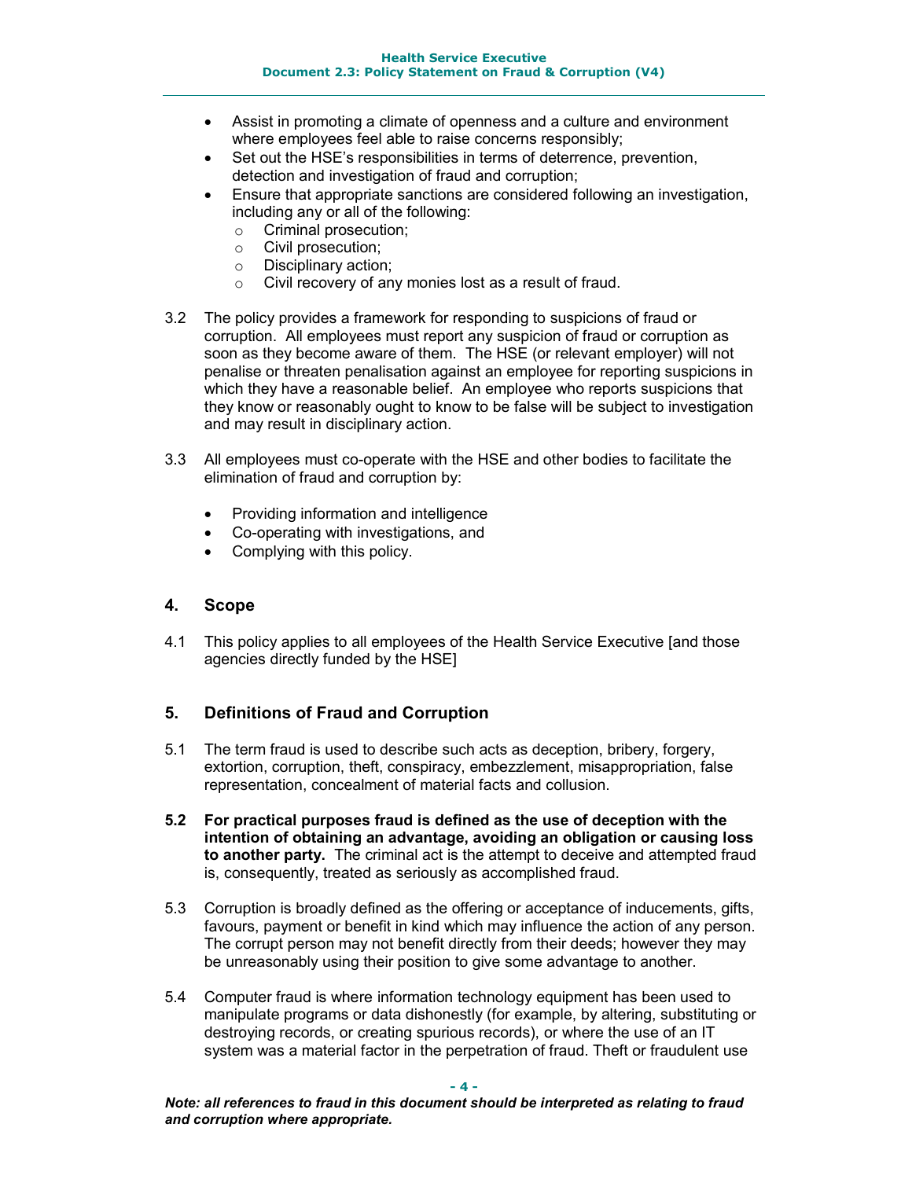- Assist in promoting a climate of openness and a culture and environment where employees feel able to raise concerns responsibly;
- Set out the HSE's responsibilities in terms of deterrence, prevention, detection and investigation of fraud and corruption;
- Ensure that appropriate sanctions are considered following an investigation, including any or all of the following:
  - Criminal prosecution;
  - Civil prosecution;
  - Disciplinary action;
  - Civil recovery of any monies lost as a result of fraud.

3.2 The policy provides a framework for responding to suspicions of fraud or corruption. All employees must report any suspicion of fraud or corruption as soon as they become aware of them. The HSE (or relevant employer) will not penalise or threaten penalisation against an employee for reporting suspicions in which they have a reasonable belief. An employee who reports suspicions that they know or reasonably ought to know to be false will be subject to investigation and may result in disciplinary action.

3.3 All employees must co-operate with the HSE and other bodies to facilitate the elimination of fraud and corruption by:

- Providing information and intelligence
- Co-operating with investigations, and
- Complying with this policy.

## 4. Scope

4.1 This policy applies to all employees of the Health Service Executive [and those agencies directly funded by the HSE]

## 5. Definitions of Fraud and Corruption

5.1 The term fraud is used to describe such acts as deception, bribery, forgery, extortion, corruption, theft, conspiracy, embezzlement, misappropriation, false representation, concealment of material facts and collusion.

**5.2 For practical purposes fraud is defined as the use of deception with the intention of obtaining an advantage, avoiding an obligation or causing loss to another party.** The criminal act is the attempt to deceive and attempted fraud is, consequently, treated as seriously as accomplished fraud.

5.3 Corruption is broadly defined as the offering or acceptance of inducements, gifts, favours, payment or benefit in kind which may influence the action of any person. The corrupt person may not benefit directly from their deeds; however they may be unreasonably using their position to give some advantage to another.

5.4 Computer fraud is where information technology equipment has been used to manipulate programs or data dishonestly (for example, by altering, substituting or destroying records, or creating spurious records), or where the use of an IT system was a material factor in the perpetration of fraud. Theft or fraudulent use

***Note: all references to fraud in this document should be interpreted as relating to fraud and corruption where appropriate.***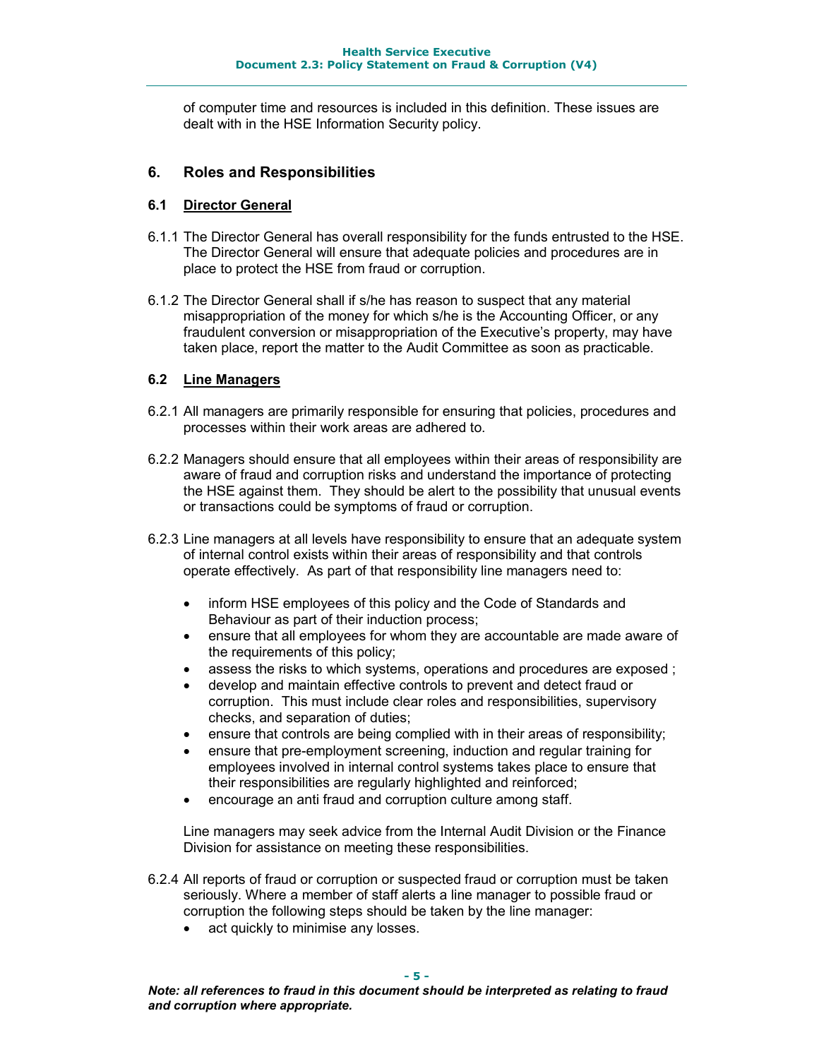of computer time and resources is included in this definition. These issues are dealt with in the HSE Information Security policy.

## 6. Roles and Responsibilities

### 6.1 Director General

6.1.1 The Director General has overall responsibility for the funds entrusted to the HSE. The Director General will ensure that adequate policies and procedures are in place to protect the HSE from fraud or corruption.

6.1.2 The Director General shall if s/he has reason to suspect that any material misappropriation of the money for which s/he is the Accounting Officer, or any fraudulent conversion or misappropriation of the Executive's property, may have taken place, report the matter to the Audit Committee as soon as practicable.

### 6.2 Line Managers

6.2.1 All managers are primarily responsible for ensuring that policies, procedures and processes within their work areas are adhered to.

6.2.2 Managers should ensure that all employees within their areas of responsibility are aware of fraud and corruption risks and understand the importance of protecting the HSE against them. They should be alert to the possibility that unusual events or transactions could be symptoms of fraud or corruption.

6.2.3 Line managers at all levels have responsibility to ensure that an adequate system of internal control exists within their areas of responsibility and that controls operate effectively. As part of that responsibility line managers need to:

- inform HSE employees of this policy and the Code of Standards and Behaviour as part of their induction process;
- ensure that all employees for whom they are accountable are made aware of the requirements of this policy;
- assess the risks to which systems, operations and procedures are exposed ;
- develop and maintain effective controls to prevent and detect fraud or corruption. This must include clear roles and responsibilities, supervisory checks, and separation of duties;
- ensure that controls are being complied with in their areas of responsibility;
- ensure that pre-employment screening, induction and regular training for employees involved in internal control systems takes place to ensure that their responsibilities are regularly highlighted and reinforced;
- encourage an anti fraud and corruption culture among staff.

Line managers may seek advice from the Internal Audit Division or the Finance Division for assistance on meeting these responsibilities.

6.2.4 All reports of fraud or corruption or suspected fraud or corruption must be taken seriously. Where a member of staff alerts a line manager to possible fraud or corruption the following steps should be taken by the line manager:

- act quickly to minimise any losses.

***Note: all references to fraud in this document should be interpreted as relating to fraud and corruption where appropriate.***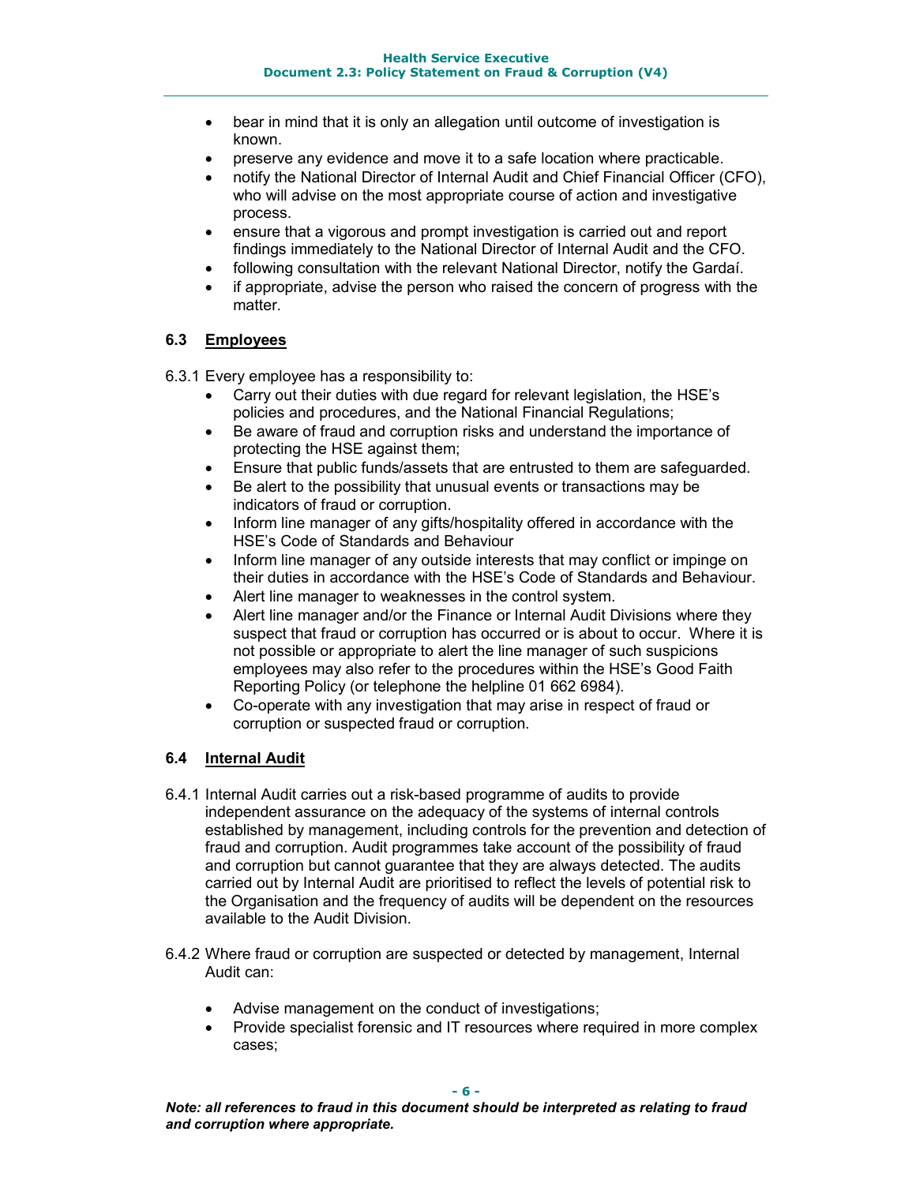- bear in mind that it is only an allegation until outcome of investigation is known.
- preserve any evidence and move it to a safe location where practicable.
- notify the National Director of Internal Audit and Chief Financial Officer (CFO), who will advise on the most appropriate course of action and investigative process.
- ensure that a vigorous and prompt investigation is carried out and report findings immediately to the National Director of Internal Audit and the CFO.
- following consultation with the relevant National Director, notify the Gardaí.
- if appropriate, advise the person who raised the concern of progress with the matter.

### 6.3 Employees

6.3.1 Every employee has a responsibility to:

- Carry out their duties with due regard for relevant legislation, the HSE's policies and procedures, and the National Financial Regulations;
- Be aware of fraud and corruption risks and understand the importance of protecting the HSE against them;
- Ensure that public funds/assets that are entrusted to them are safeguarded.
- Be alert to the possibility that unusual events or transactions may be indicators of fraud or corruption.
- Inform line manager of any gifts/hospitality offered in accordance with the HSE's Code of Standards and Behaviour
- Inform line manager of any outside interests that may conflict or impinge on their duties in accordance with the HSE's Code of Standards and Behaviour.
- Alert line manager to weaknesses in the control system.
- Alert line manager and/or the Finance or Internal Audit Divisions where they suspect that fraud or corruption has occurred or is about to occur. Where it is not possible or appropriate to alert the line manager of such suspicions employees may also refer to the procedures within the HSE's Good Faith Reporting Policy (or telephone the helpline 01 662 6984).
- Co-operate with any investigation that may arise in respect of fraud or corruption or suspected fraud or corruption.

### 6.4 Internal Audit

6.4.1 Internal Audit carries out a risk-based programme of audits to provide independent assurance on the adequacy of the systems of internal controls established by management, including controls for the prevention and detection of fraud and corruption. Audit programmes take account of the possibility of fraud and corruption but cannot guarantee that they are always detected. The audits carried out by Internal Audit are prioritised to reflect the levels of potential risk to the Organisation and the frequency of audits will be dependent on the resources available to the Audit Division.

6.4.2 Where fraud or corruption are suspected or detected by management, Internal Audit can:

- Advise management on the conduct of investigations;
- Provide specialist forensic and IT resources where required in more complex cases;

***Note: all references to fraud in this document should be interpreted as relating to fraud and corruption where appropriate.***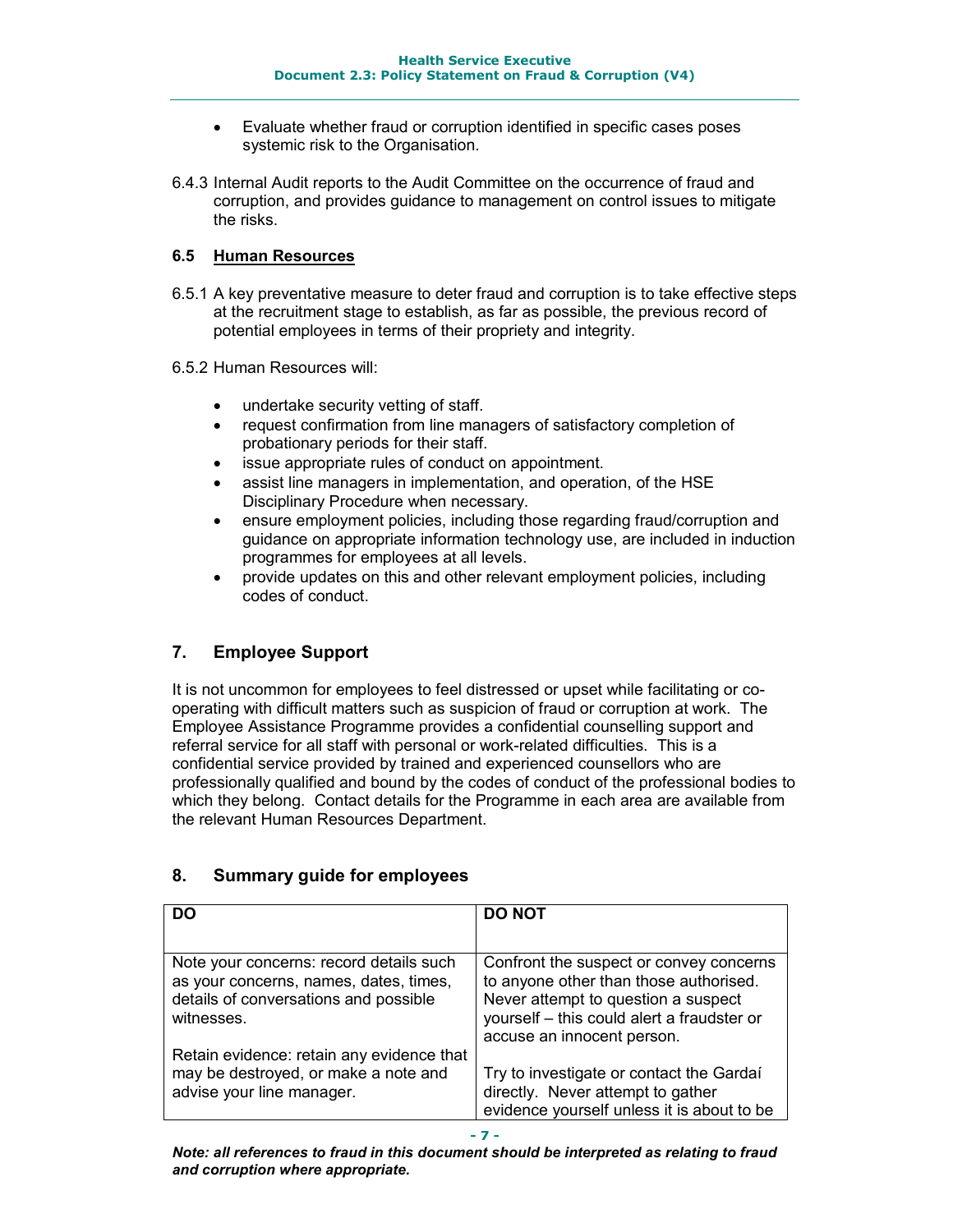- Evaluate whether fraud or corruption identified in specific cases poses systemic risk to the Organisation.

6.4.3 Internal Audit reports to the Audit Committee on the occurrence of fraud and corruption, and provides guidance to management on control issues to mitigate the risks.

### 6.5 Human Resources

6.5.1 A key preventative measure to deter fraud and corruption is to take effective steps at the recruitment stage to establish, as far as possible, the previous record of potential employees in terms of their propriety and integrity.

6.5.2 Human Resources will:

- undertake security vetting of staff.
- request confirmation from line managers of satisfactory completion of probationary periods for their staff.
- issue appropriate rules of conduct on appointment.
- assist line managers in implementation, and operation, of the HSE Disciplinary Procedure when necessary.
- ensure employment policies, including those regarding fraud/corruption and guidance on appropriate information technology use, are included in induction programmes for employees at all levels.
- provide updates on this and other relevant employment policies, including codes of conduct.

## 7. Employee Support

It is not uncommon for employees to feel distressed or upset while facilitating or co-operating with difficult matters such as suspicion of fraud or corruption at work. The Employee Assistance Programme provides a confidential counselling support and referral service for all staff with personal or work-related difficulties. This is a confidential service provided by trained and experienced counsellors who are professionally qualified and bound by the codes of conduct of the professional bodies to which they belong. Contact details for the Programme in each area are available from the relevant Human Resources Department.

## 8. Summary guide for employees

| DO | DO NOT |
|---|---|
| Note your concerns: record details such as your concerns, names, dates, times, details of conversations and possible witnesses.<br><br>Retain evidence: retain any evidence that may be destroyed, or make a note and advise your line manager. | Confront the suspect or convey concerns to anyone other than those authorised. Never attempt to question a suspect yourself – this could alert a fraudster or accuse an innocent person.<br><br>Try to investigate or contact the Gardaí directly. Never attempt to gather evidence yourself unless it is about to be |

*Note: all references to fraud in this document should be interpreted as relating to fraud and corruption where appropriate.*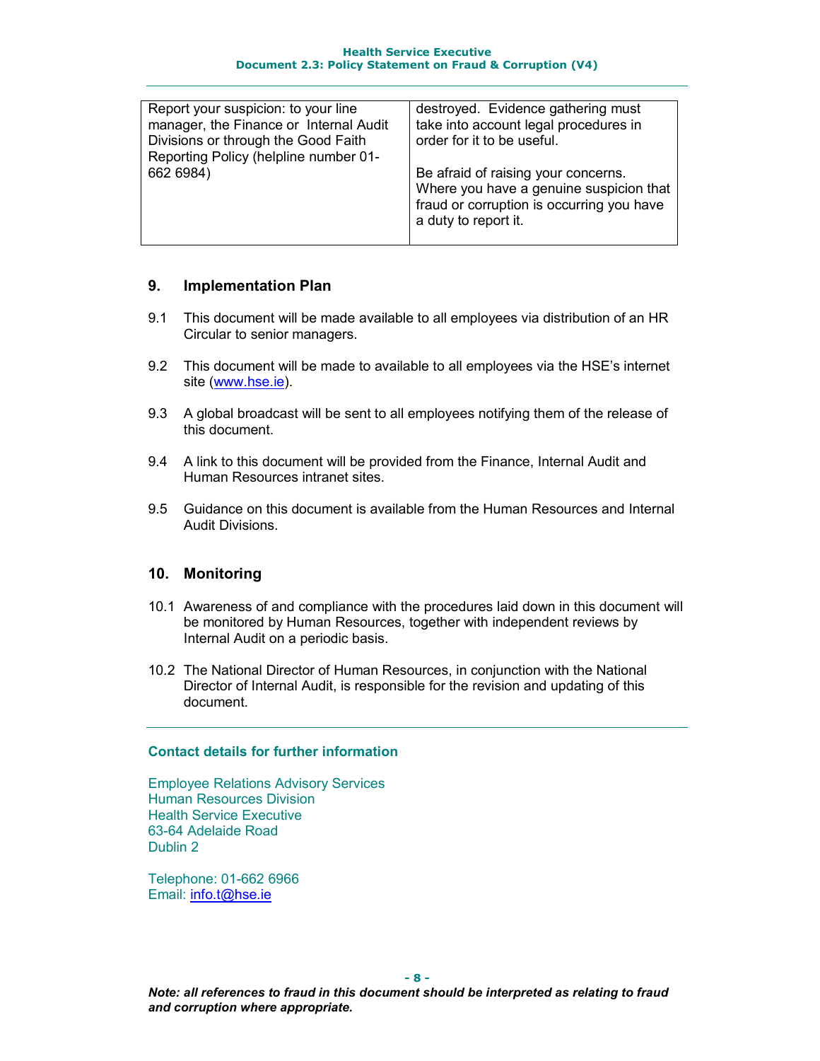| | |
|---|---|
| Report your suspicion: to your line manager, the Finance or Internal Audit Divisions or through the Good Faith Reporting Policy (helpline number 01-662 6984) | destroyed. Evidence gathering must take into account legal procedures in order for it to be useful.<br><br>Be afraid of raising your concerns. Where you have a genuine suspicion that fraud or corruption is occurring you have a duty to report it. |

## 9. Implementation Plan

9.1 This document will be made available to all employees via distribution of an HR Circular to senior managers.

9.2 This document will be made to available to all employees via the HSE's internet site (www.hse.ie).

9.3 A global broadcast will be sent to all employees notifying them of the release of this document.

9.4 A link to this document will be provided from the Finance, Internal Audit and Human Resources intranet sites.

9.5 Guidance on this document is available from the Human Resources and Internal Audit Divisions.

## 10. Monitoring

10.1 Awareness of and compliance with the procedures laid down in this document will be monitored by Human Resources, together with independent reviews by Internal Audit on a periodic basis.

10.2 The National Director of Human Resources, in conjunction with the National Director of Internal Audit, is responsible for the revision and updating of this document.

---

**Contact details for further information**

Employee Relations Advisory Services
Human Resources Division
Health Service Executive
63-64 Adelaide Road
Dublin 2

Telephone: 01-662 6966
Email: info.t@hse.ie

***Note: all references to fraud in this document should be interpreted as relating to fraud and corruption where appropriate.***